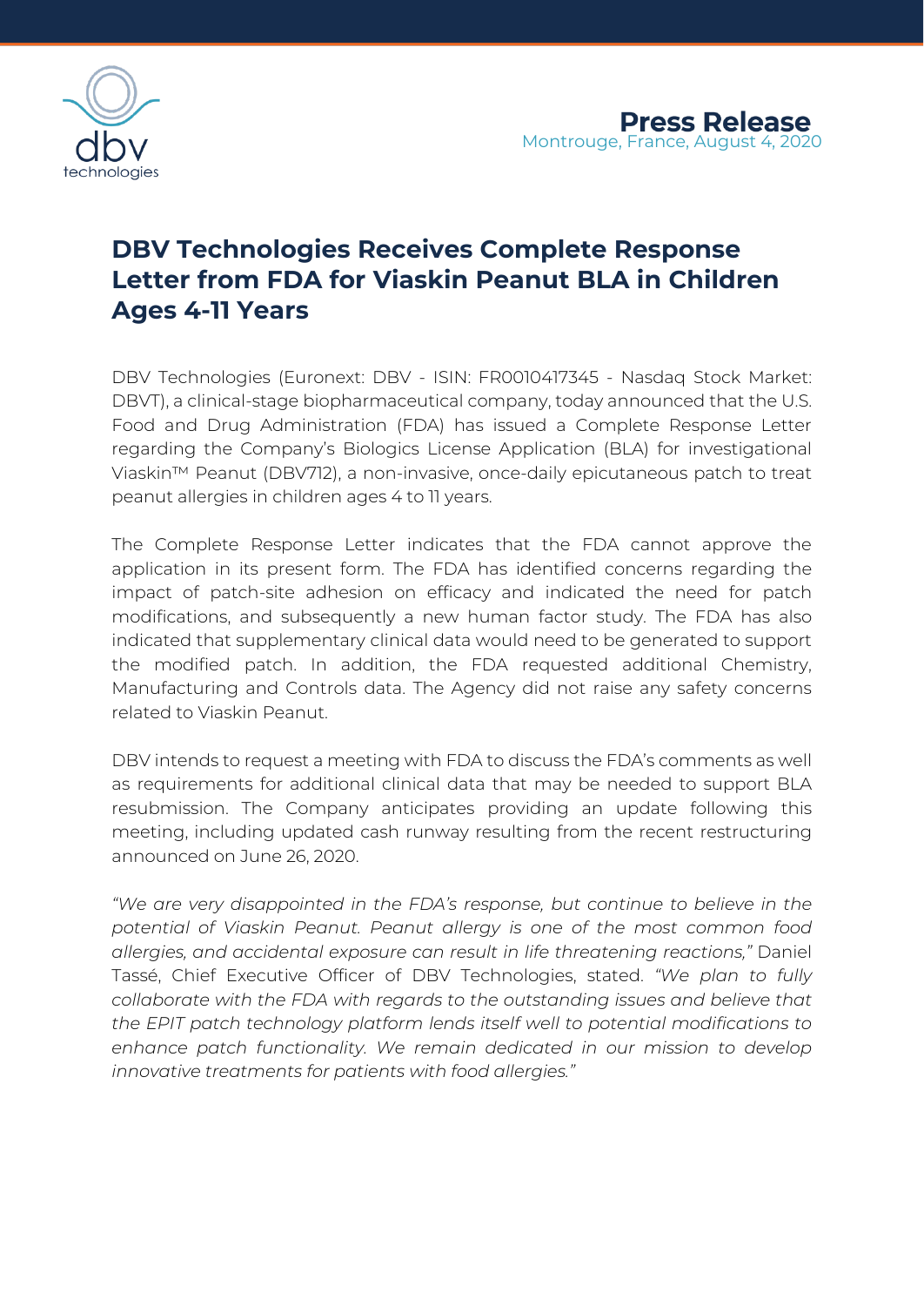**Press Release**
Montrouge, France, August 4, 2020

# DBV Technologies Receives Complete Response Letter from FDA for Viaskin Peanut BLA in Children Ages 4-11 Years

DBV Technologies (Euronext: DBV - ISIN: FR0010417345 - Nasdaq Stock Market: DBVT), a clinical-stage biopharmaceutical company, today announced that the U.S. Food and Drug Administration (FDA) has issued a Complete Response Letter regarding the Company's Biologics License Application (BLA) for investigational Viaskin™ Peanut (DBV712), a non-invasive, once-daily epicutaneous patch to treat peanut allergies in children ages 4 to 11 years.

The Complete Response Letter indicates that the FDA cannot approve the application in its present form. The FDA has identified concerns regarding the impact of patch-site adhesion on efficacy and indicated the need for patch modifications, and subsequently a new human factor study. The FDA has also indicated that supplementary clinical data would need to be generated to support the modified patch. In addition, the FDA requested additional Chemistry, Manufacturing and Controls data. The Agency did not raise any safety concerns related to Viaskin Peanut.

DBV intends to request a meeting with FDA to discuss the FDA's comments as well as requirements for additional clinical data that may be needed to support BLA resubmission. The Company anticipates providing an update following this meeting, including updated cash runway resulting from the recent restructuring announced on June 26, 2020.

*"We are very disappointed in the FDA's response, but continue to believe in the potential of Viaskin Peanut. Peanut allergy is one of the most common food allergies, and accidental exposure can result in life threatening reactions,"* Daniel Tassé, Chief Executive Officer of DBV Technologies, stated. *"We plan to fully collaborate with the FDA with regards to the outstanding issues and believe that the EPIT patch technology platform lends itself well to potential modifications to enhance patch functionality. We remain dedicated in our mission to develop innovative treatments for patients with food allergies."*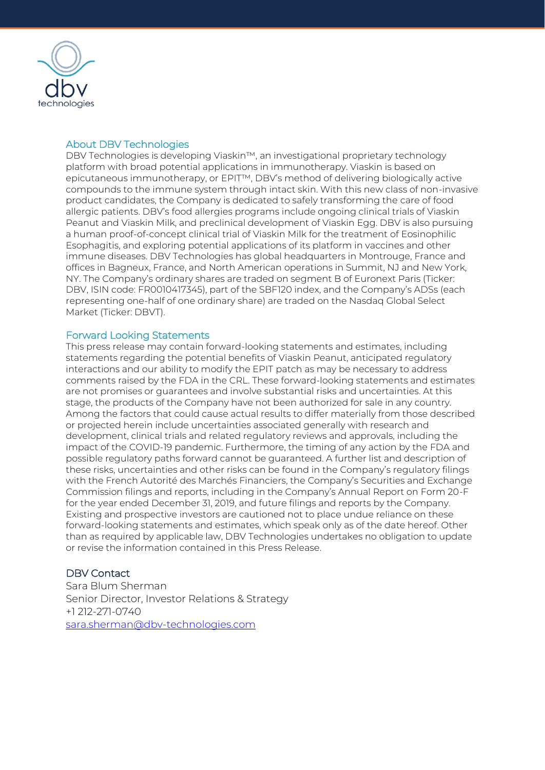## About DBV Technologies

DBV Technologies is developing Viaskin™, an investigational proprietary technology platform with broad potential applications in immunotherapy. Viaskin is based on epicutaneous immunotherapy, or EPIT™, DBV's method of delivering biologically active compounds to the immune system through intact skin. With this new class of non-invasive product candidates, the Company is dedicated to safely transforming the care of food allergic patients. DBV's food allergies programs include ongoing clinical trials of Viaskin Peanut and Viaskin Milk, and preclinical development of Viaskin Egg. DBV is also pursuing a human proof-of-concept clinical trial of Viaskin Milk for the treatment of Eosinophilic Esophagitis, and exploring potential applications of its platform in vaccines and other immune diseases. DBV Technologies has global headquarters in Montrouge, France and offices in Bagneux, France, and North American operations in Summit, NJ and New York, NY. The Company's ordinary shares are traded on segment B of Euronext Paris (Ticker: DBV, ISIN code: FR0010417345), part of the SBF120 index, and the Company's ADSs (each representing one-half of one ordinary share) are traded on the Nasdaq Global Select Market (Ticker: DBVT).

## Forward Looking Statements

This press release may contain forward-looking statements and estimates, including statements regarding the potential benefits of Viaskin Peanut, anticipated regulatory interactions and our ability to modify the EPIT patch as may be necessary to address comments raised by the FDA in the CRL. These forward-looking statements and estimates are not promises or guarantees and involve substantial risks and uncertainties. At this stage, the products of the Company have not been authorized for sale in any country. Among the factors that could cause actual results to differ materially from those described or projected herein include uncertainties associated generally with research and development, clinical trials and related regulatory reviews and approvals, including the impact of the COVID-19 pandemic. Furthermore, the timing of any action by the FDA and possible regulatory paths forward cannot be guaranteed. A further list and description of these risks, uncertainties and other risks can be found in the Company's regulatory filings with the French Autorité des Marchés Financiers, the Company's Securities and Exchange Commission filings and reports, including in the Company's Annual Report on Form 20-F for the year ended December 31, 2019, and future filings and reports by the Company. Existing and prospective investors are cautioned not to place undue reliance on these forward-looking statements and estimates, which speak only as of the date hereof. Other than as required by applicable law, DBV Technologies undertakes no obligation to update or revise the information contained in this Press Release.

## DBV Contact

Sara Blum Sherman
Senior Director, Investor Relations & Strategy
+1 212-271-0740
sara.sherman@dbv-technologies.com